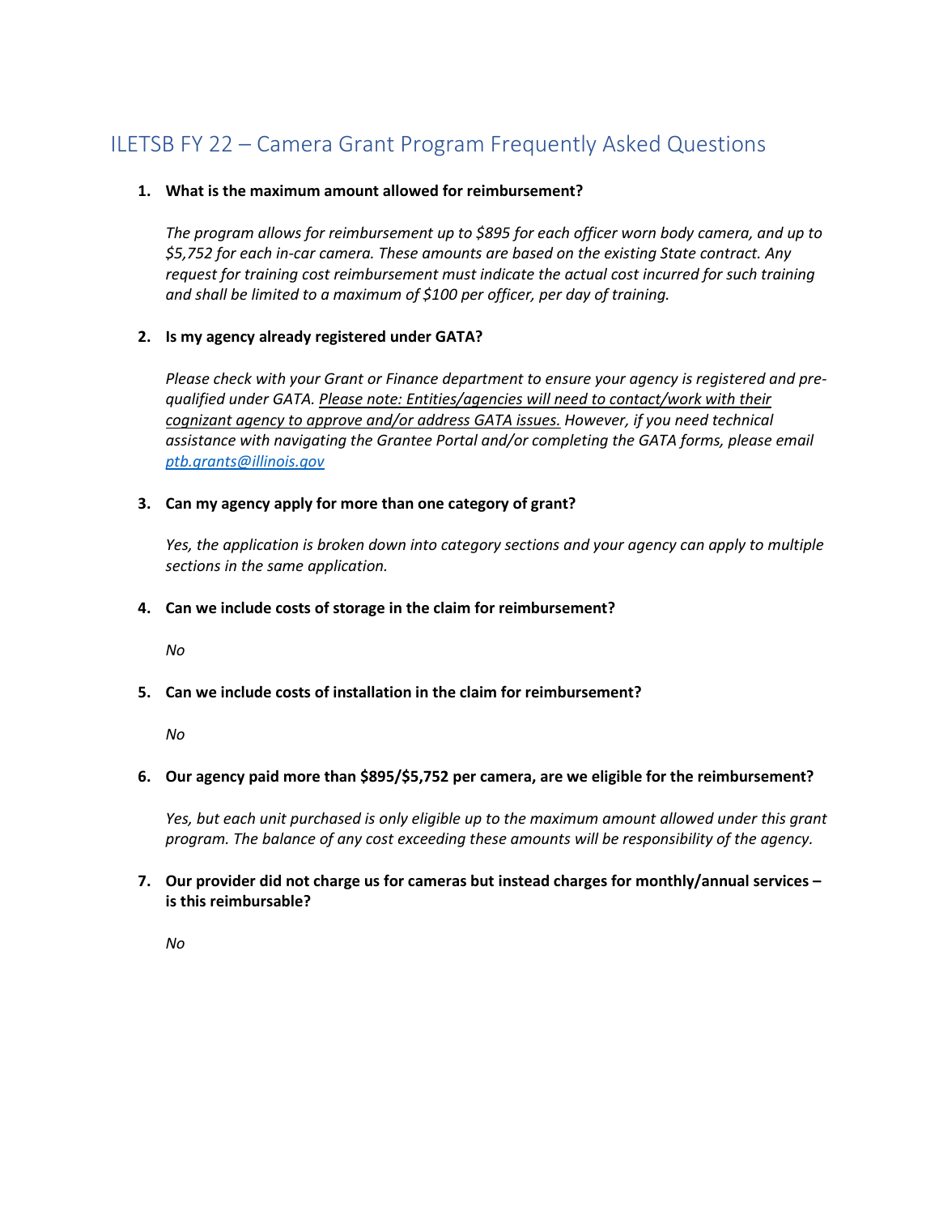# ILETSB FY 22 – Camera Grant Program Frequently Asked Questions

1. **What is the maximum amount allowed for reimbursement?**

   *The program allows for reimbursement up to $895 for each officer worn body camera, and up to $5,752 for each in-car camera. These amounts are based on the existing State contract. Any request for training cost reimbursement must indicate the actual cost incurred for such training and shall be limited to a maximum of $100 per officer, per day of training.*

2. **Is my agency already registered under GATA?**

   *Please check with your Grant or Finance department to ensure your agency is registered and pre-qualified under GATA. <u>Please note: Entities/agencies will need to contact/work with their cognizant agency to approve and/or address GATA issues.</u> However, if you need technical assistance with navigating the Grantee Portal and/or completing the GATA forms, please email [ptb.grants@illinois.gov](mailto:ptb.grants@illinois.gov)*

3. **Can my agency apply for more than one category of grant?**

   *Yes, the application is broken down into category sections and your agency can apply to multiple sections in the same application.*

4. **Can we include costs of storage in the claim for reimbursement?**

   *No*

5. **Can we include costs of installation in the claim for reimbursement?**

   *No*

6. **Our agency paid more than $895/$5,752 per camera, are we eligible for the reimbursement?**

   *Yes, but each unit purchased is only eligible up to the maximum amount allowed under this grant program. The balance of any cost exceeding these amounts will be responsibility of the agency.*

7. **Our provider did not charge us for cameras but instead charges for monthly/annual services – is this reimbursable?**

   *No*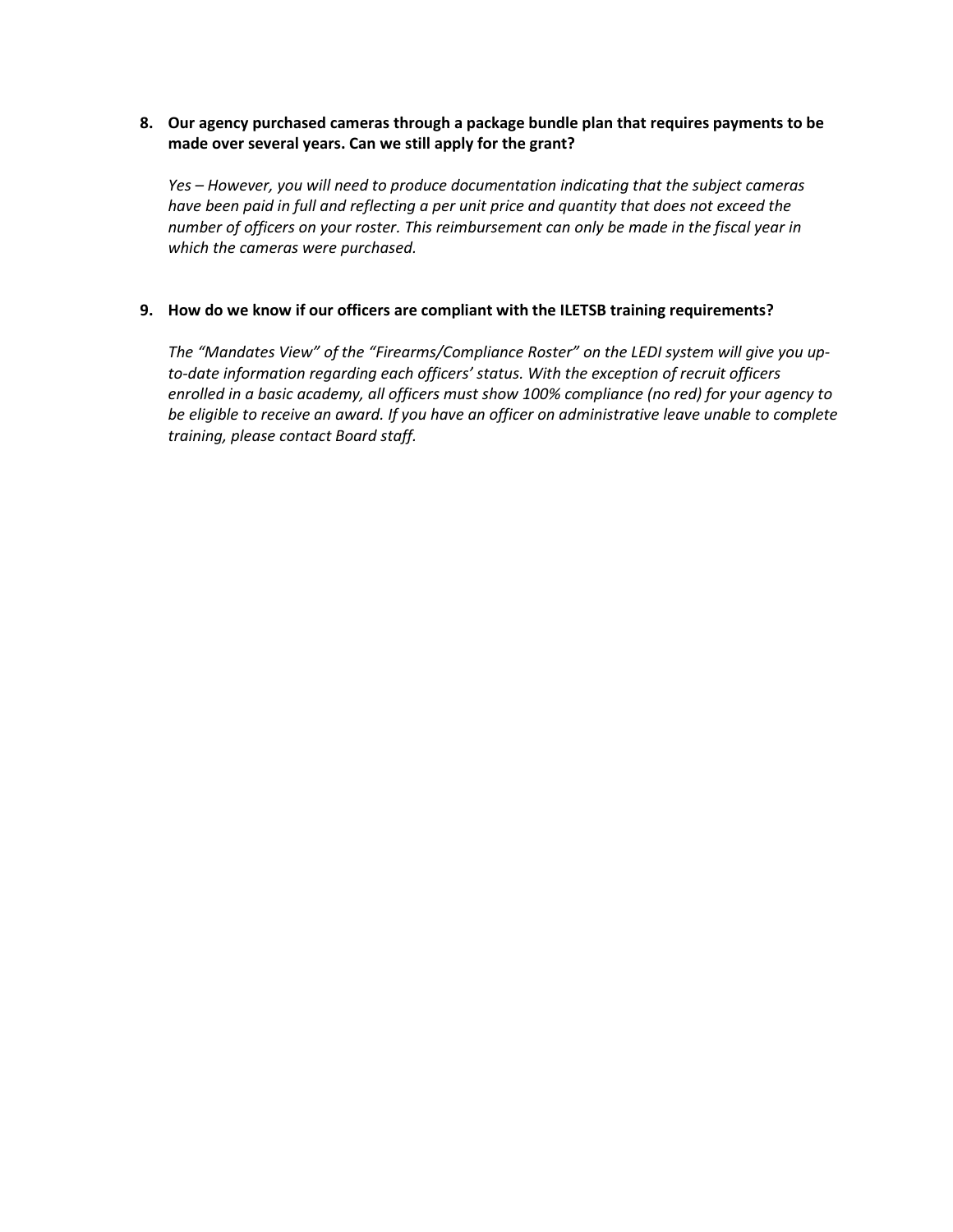8. **Our agency purchased cameras through a package bundle plan that requires payments to be made over several years. Can we still apply for the grant?**

   *Yes – However, you will need to produce documentation indicating that the subject cameras have been paid in full and reflecting a per unit price and quantity that does not exceed the number of officers on your roster. This reimbursement can only be made in the fiscal year in which the cameras were purchased.*

9. **How do we know if our officers are compliant with the ILETSB training requirements?**

   *The "Mandates View" of the "Firearms/Compliance Roster" on the LEDI system will give you up-to-date information regarding each officers' status. With the exception of recruit officers enrolled in a basic academy, all officers must show 100% compliance (no red) for your agency to be eligible to receive an award. If you have an officer on administrative leave unable to complete training, please contact Board staff.*